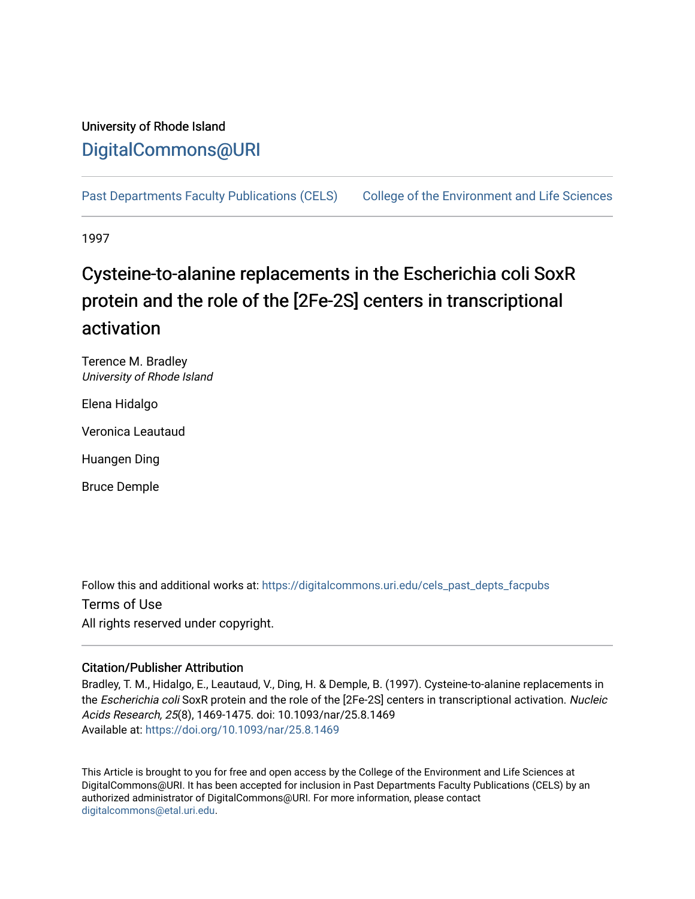University of Rhode Island

DigitalCommons@URI

Past Departments Faculty Publications (CELS) College of the Environment and Life Sciences

1997

# Cysteine-to-alanine replacements in the Escherichia coli SoxR protein and the role of the [2Fe-2S] centers in transcriptional activation

Terence M. Bradley
*University of Rhode Island*

Elena Hidalgo

Veronica Leautaud

Huangen Ding

Bruce Demple

Follow this and additional works at: https://digitalcommons.uri.edu/cels_past_depts_facpubs

Terms of Use
All rights reserved under copyright.

### Citation/Publisher Attribution

Bradley, T. M., Hidalgo, E., Leautaud, V., Ding, H. & Demple, B. (1997). Cysteine-to-alanine replacements in the *Escherichia coli* SoxR protein and the role of the [2Fe-2S] centers in transcriptional activation. *Nucleic Acids Research, 25*(8), 1469-1475. doi: 10.1093/nar/25.8.1469
Available at: https://doi.org/10.1093/nar/25.8.1469

This Article is brought to you for free and open access by the College of the Environment and Life Sciences at DigitalCommons@URI. It has been accepted for inclusion in Past Departments Faculty Publications (CELS) by an authorized administrator of DigitalCommons@URI. For more information, please contact digitalcommons@etal.uri.edu.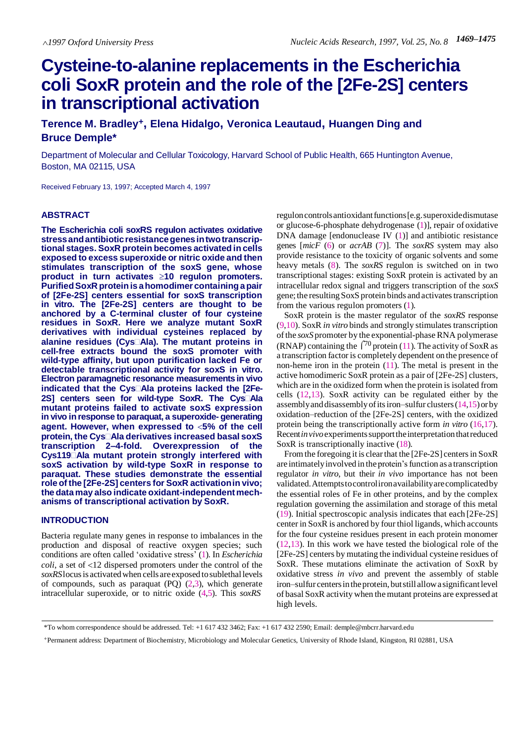# Cysteine-to-alanine replacements in the Escherichia coli SoxR protein and the role of the [2Fe-2S] centers in transcriptional activation

**Terence M. Bradley[+], Elena Hidalgo, Veronica Leautaud, Huangen Ding and Bruce Demple***

Department of Molecular and Cellular Toxicology, Harvard School of Public Health, 665 Huntington Avenue, Boston, MA 02115, USA

Received February 13, 1997; Accepted March 4, 1997

## ABSTRACT

**The Escherichia coli soxRS regulon activates oxidative stress and antibiotic resistance genes in two transcriptional stages. SoxR protein becomes activated in cells exposed to excess superoxide or nitric oxide and then stimulates transcription of the soxS gene, whose product in turn activates ≥10 regulon promoters. Purified SoxR protein is a homodimer containing a pair of [2Fe-2S] centers essential for soxS transcription in vitro. The [2Fe-2S] centers are thought to be anchored by a C-terminal cluster of four cysteine residues in SoxR. Here we analyze mutant SoxR derivatives with individual cysteines replaced by alanine residues (Cys→Ala). The mutant proteins in cell-free extracts bound the soxS promoter with wild-type affinity, but upon purification lacked Fe or detectable transcriptional activity for soxS in vitro. Electron paramagnetic resonance measurements in vivo indicated that the Cys→Ala proteins lacked the [2Fe-2S] centers seen for wild-type SoxR. The Cys→Ala mutant proteins failed to activate soxS expression in vivo in response to paraquat, a superoxide- generating agent. However, when expressed to <5% of the cell protein, the Cys→Ala derivatives increased basal soxS transcription 2–4-fold. Overexpression of the Cys119→Ala mutant protein strongly interfered with soxS activation by wild-type SoxR in response to paraquat. These studies demonstrate the essential role of the [2Fe-2S] centers for SoxR activation in vivo; the data may also indicate oxidant-independent mechanisms of transcriptional activation by SoxR.**

## INTRODUCTION

Bacteria regulate many genes in response to imbalances in the production and disposal of reactive oxygen species; such conditions are often called 'oxidative stress' (1). In *Escherichia coli*, a set of <12 dispersed promoters under the control of the *soxRS* locus is activated when cells are exposed to sublethal levels of compounds, such as paraquat (PQ) (2,3), which generate intracellular superoxide, or to nitric oxide (4,5). This *soxRS* regulon controls antioxidant functions [e.g. superoxide dismutase or glucose-6-phosphate dehydrogenase (1)], repair of oxidative DNA damage [endonuclease IV (1)] and antibiotic resistance genes [*micF* (6) or *acrAB* (7)]. The *soxRS* system may also provide resistance to the toxicity of organic solvents and some heavy metals (8). The *soxRS* regulon is switched on in two transcriptional stages: existing SoxR protein is activated by an intracellular redox signal and triggers transcription of the *soxS* gene; the resulting SoxS protein binds and activates transcription from the various regulon promoters (1).

SoxR protein is the master regulator of the *soxRS* response (9,10). SoxR *in vitro* binds and strongly stimulates transcription of the *soxS* promoter by the exponential-phase RNA polymerase (RNAP) containing the $\sigma^{70}$ protein (11). The activity of SoxR as a transcription factor is completely dependent on the presence of non-heme iron in the protein (11). The metal is present in the active homodimeric SoxR protein as a pair of [2Fe-2S] clusters, which are in the oxidized form when the protein is isolated from cells (12,13). SoxR activity can be regulated either by the assembly and disassembly of its iron–sulfur clusters (14,15) or by oxidation–reduction of the [2Fe-2S] centers, with the oxidized protein being the transcriptionally active form *in vitro* (16,17). Recent *in vivo* experiments support the interpretation that reduced SoxR is transcriptionally inactive (18).

From the foregoing it is clear that the [2Fe-2S] centers in SoxR are intimately involved in the protein's function as a transcription regulator *in vitro*, but their *in vivo* importance has not been validated. Attempts to control iron availability are complicated by the essential roles of Fe in other proteins, and by the complex regulation governing the assimilation and storage of this metal (19). Initial spectroscopic analysis indicates that each [2Fe-2S] center in SoxR is anchored by four thiol ligands, which accounts for the four cysteine residues present in each protein monomer (12,13). In this work we have tested the biological role of the [2Fe-2S] centers by mutating the individual cysteine residues of SoxR. These mutations eliminate the activation of SoxR by oxidative stress *in vivo* and prevent the assembly of stable iron–sulfur centers in the protein, but still allow a significant level of basal SoxR activity when the mutant proteins are expressed at high levels.

*To whom correspondence should be addressed. Tel: +1 617 432 3462; Fax: +1 617 432 2590; Email: demple@mbcrr.harvard.edu

[+]Permanent address: Department of Biochemistry, Microbiology and Molecular Genetics, University of Rhode Island, Kingston, RI 02881, USA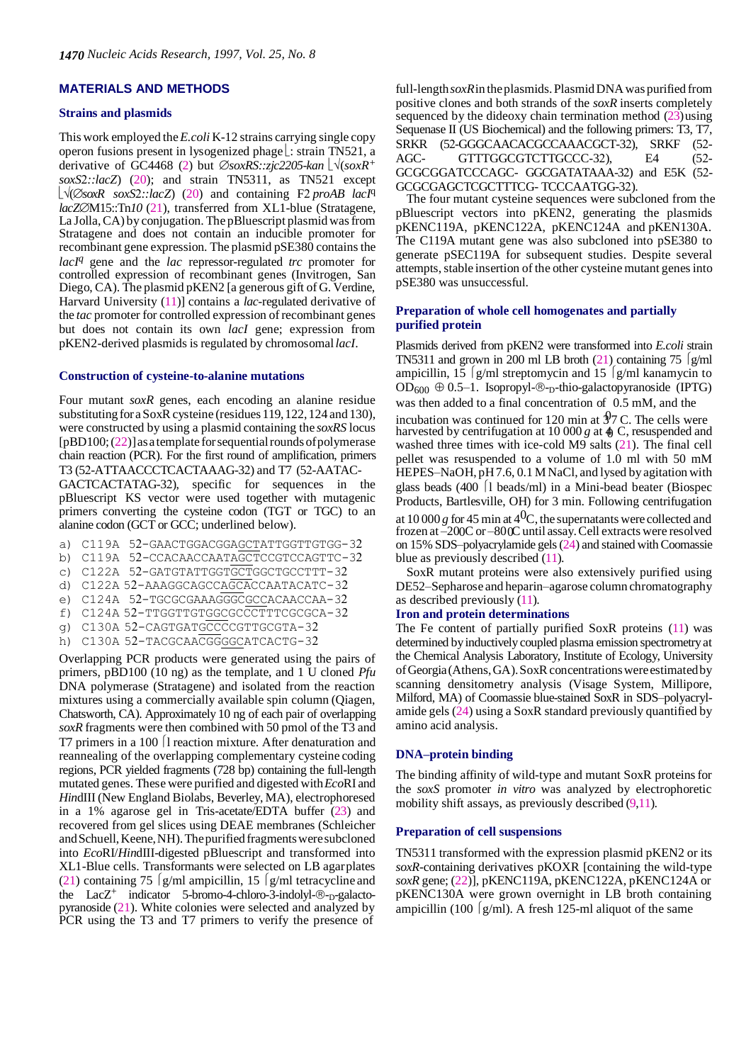## MATERIALS AND METHODS

### Strains and plasmids

This work employed the *E.coli* K-12 strains carrying single copy operon fusions present in lysogenized phage λ: strain TN521, a derivative of GC4468 (2) but ∅*soxRS::zjc2205-kan* λ√(*soxR*+ *soxS2::lacZ*) (20); and strain TN5311, as TN521 except λ√(∅*soxR soxS2::lacZ*) (20) and containing F2 *proAB lacI*q *lacZ*∅M15::Tn*10* (21), transferred from XL1-blue (Stratagene, La Jolla, CA) by conjugation. The pBluescript plasmid was from Stratagene and does not contain an inducible promoter for recombinant gene expression. The plasmid pSE380 contains the *lacI*q gene and the *lac* repressor-regulated *trc* promoter for controlled expression of recombinant genes (Invitrogen, San Diego, CA). The plasmid pKEN2 [a generous gift of G. Verdine, Harvard University (11)] contains a *lac*-regulated derivative of the *tac* promoter for controlled expression of recombinant genes but does not contain its own *lacI* gene; expression from pKEN2-derived plasmids is regulated by chromosomal *lacI*.

### Construction of cysteine-to-alanine mutations

Four mutant *soxR* genes, each encoding an alanine residue substituting for a SoxR cysteine (residues 119, 122, 124 and 130), were constructed by using a plasmid containing the *soxRS* locus [pBD100; (22)] as a template for sequential rounds of polymerase chain reaction (PCR). For the first round of amplification, primers T3 (52-ATTAACCCTCACTAAAG-32) and T7 (52-AATACGACTCACTATAG-32), specific for sequences in the pBluescript KS vector were used together with mutagenic primers converting the cysteine codon (TGT or TGC) to an alanine codon (GCT or GCC; underlined below).

a) C119A 52-GAACTGGACGGAGCTATTGGTTGTGG-32
b) C119A 52-CCACAACCAATAGCTCCGTCCAGTTC-32
c) C122A 52-GATGTATTGGTGCTGGCTGCCTTT-32
d) C122A 52-AAAGGCAGCCAGCACCAATACATC-32
e) C124A 52-TGCGCGAAAGGGCGCCACAACCAA-32
f) C124A 52-TTGGTTGTGGCGCCCTTTCGCGCA-32
g) C130A 52-CAGTGATGCCCCGTTGCGTA-32
h) C130A 52-TACGCAACGGGGCATCACTG-32

Overlapping PCR products were generated using the pairs of primers, pBD100 (10 ng) as the template, and 1 U cloned *Pfu* DNA polymerase (Stratagene) and isolated from the reaction mixtures using a commercially available spin column (Qiagen, Chatsworth, CA). Approximately 10 ng of each pair of overlapping *soxR* fragments were then combined with 50 pmol of the T3 and T7 primers in a 100 μl reaction mixture. After denaturation and reannealing of the overlapping complementary cysteine coding regions, PCR yielded fragments (728 bp) containing the full-length mutated genes. These were purified and digested with *Eco*RI and *Hin*dIII (New England Biolabs, Beverley, MA), electrophoresed in a 1% agarose gel in Tris-acetate/EDTA buffer (23) and recovered from gel slices using DEAE membranes (Schleicher and Schuell, Keene, NH). The purified fragments were subcloned into *Eco*RI/*Hin*dIII-digested pBluescript and transformed into XL1-Blue cells. Transformants were selected on LB agar plates (21) containing 75 μg/ml ampicillin, 15 μg/ml tetracycline and the LacZ+ indicator 5-bromo-4-chloro-3-indolyl-®-D-galactopyranoside (21). White colonies were selected and analyzed by PCR using the T3 and T7 primers to verify the presence of full-length *soxR* in the plasmids. Plasmid DNA was purified from positive clones and both strands of the *soxR* inserts completely sequenced by the dideoxy chain termination method (23) using Sequenase II (US Biochemical) and the following primers: T3, T7, SRKR (52-GGGCAACACGCCAAACGCT-32), SRKF (52-AGC-GTTTGGCGTCTTGCCC-32), E4 (52-GCGCGGATCCCAGC-GGCGATATAAA-32) and E5K (52-GCGCGAGCTCGCTTTCG-TCCCAATGG-32).

The four mutant cysteine sequences were subcloned from the pBluescript vectors into pKEN2, generating the plasmids pKENC119A, pKENC122A, pKENC124A and pKENC130A. The C119A mutant gene was also subcloned into pSE380 to generate pSEC119A for subsequent studies. Despite several attempts, stable insertion of the other cysteine mutant genes into pSE380 was unsuccessful.

### Preparation of whole cell homogenates and partially purified protein

Plasmids derived from pKEN2 were transformed into *E.coli* strain TN5311 and grown in 200 ml LB broth (21) containing 75 μg/ml ampicillin, 15 μg/ml streptomycin and 15 μg/ml kanamycin to $OD_{600}$ ⊕ 0.5–1. Isopropyl-®-D-thio-galactopyranoside (IPTG) was then added to a final concentration of 0.5 mM, and the incubation was continued for 120 min at 37°C. The cells were harvested by centrifugation at 10 000 *g* at 4°C, resuspended and washed three times with ice-cold M9 salts (21). The final cell pellet was resuspended to a volume of 1.0 ml with 50 mM HEPES–NaOH, pH 7.6, 0.1 M NaCl, and lysed by agitation with glass beads (400 μl beads/ml) in a Mini-bead beater (Biospec Products, Bartlesville, OH) for 3 min. Following centrifugation at 10 000 *g* for 45 min at 4°C, the supernatants were collected and frozen at –20°C or –80°C until assay. Cell extracts were resolved on 15% SDS–polyacrylamide gels (24) and stained with Coomassie blue as previously described (11).

SoxR mutant proteins were also extensively purified using DE52–Sepharose and heparin–agarose column chromatography as described previously (11).

### Iron and protein determinations

The Fe content of partially purified SoxR proteins (11) was determined by inductively coupled plasma emission spectrometry at the Chemical Analysis Laboratory, Institute of Ecology, University of Georgia (Athens, GA). SoxR concentrations were estimated by scanning densitometry analysis (Visage System, Millipore, Milford, MA) of Coomassie blue-stained SoxR in SDS–polyacrylamide gels (24) using a SoxR standard previously quantified by amino acid analysis.

### DNA–protein binding

The binding affinity of wild-type and mutant SoxR proteins for the *soxS* promoter *in vitro* was analyzed by electrophoretic mobility shift assays, as previously described (9,11).

### Preparation of cell suspensions

TN5311 transformed with the expression plasmid pKEN2 or its *soxR*-containing derivatives pKOXR [containing the wild-type *soxR* gene; (22)], pKENC119A, pKENC122A, pKENC124A or pKENC130A were grown overnight in LB broth containing ampicillin (100 μg/ml). A fresh 125-ml aliquot of the same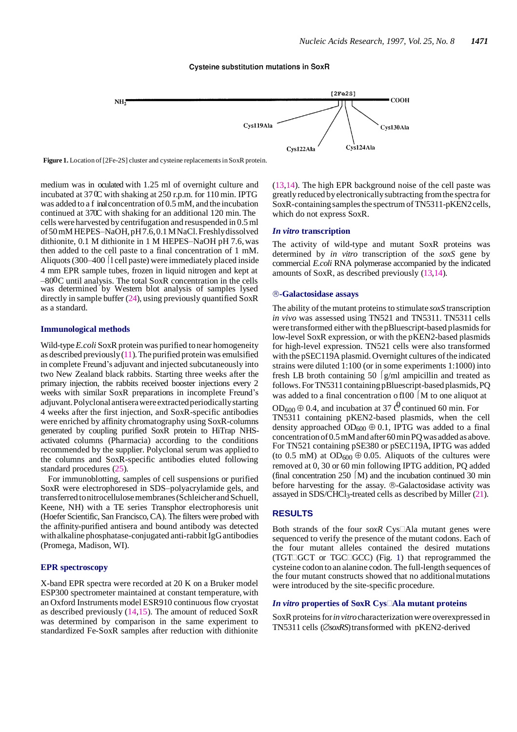Cysteine substitution mutations in SoxR

NH2 — [2Fe2S] — COOH

Cys119Ala, Cys122Ala, Cys124Ala, Cys130Ala

**Figure 1.** Location of [2Fe-2S] cluster and cysteine replacements in SoxR protein.

medium was inoculated with 1.25 ml of overnight culture and incubated at 37°C with shaking at 250 r.p.m. for 110 min. IPTG was added to a final concentration of 0.5 mM, and the incubation continued at 37°C with shaking for an additional 120 min. The cells were harvested by centrifugation and resuspended in 0.5 ml of 50 mM HEPES–NaOH, pH 7.6, 0.1 M NaCl. Freshly dissolved dithionite, 0.1 M dithionite in 1 M HEPES–NaOH pH 7.6, was then added to the cell paste to a final concentration of 1 mM. Aliquots (300–400 µl cell paste) were immediately placed inside 4 mm EPR sample tubes, frozen in liquid nitrogen and kept at –80°C until analysis. The total SoxR concentration in the cells was determined by Western blot analysis of samples lysed directly in sample buffer (24), using previously quantified SoxR as a standard.

### Immunological methods

Wild-type *E.coli* SoxR protein was purified to near homogeneity as described previously (11). The purified protein was emulsified in complete Freund's adjuvant and injected subcutaneously into two New Zealand black rabbits. Starting three weeks after the primary injection, the rabbits received booster injections every 2 weeks with similar SoxR preparations in incomplete Freund's adjuvant. Polyclonal antisera were extracted periodically starting 4 weeks after the first injection, and SoxR-specific antibodies were enriched by affinity chromatography using SoxR-columns generated by coupling purified SoxR protein to HiTrap NHS-activated columns (Pharmacia) according to the conditions recommended by the supplier. Polyclonal serum was applied to the columns and SoxR-specific antibodies eluted following standard procedures (25).

For immunoblotting, samples of cell suspensions or purified SoxR were electrophoresed in SDS–polyacrylamide gels, and transferred to nitrocellulose membranes (Schleicher and Schuell, Keene, NH) with a TE series Transphor electrophoresis unit (Hoefer Scientific, San Francisco, CA). The filters were probed with the affinity-purified antisera and bound antibody was detected with alkaline phosphatase-conjugated anti-rabbit IgG antibodies (Promega, Madison, WI).

### EPR spectroscopy

X-band EPR spectra were recorded at 20 K on a Bruker model ESP300 spectrometer maintained at constant temperature, with an Oxford Instruments model ESR910 continuous flow cryostat as described previously (14,15). The amount of reduced SoxR was determined by comparison in the same experiment to standardized Fe-SoxR samples after reduction with dithionite (13,14). The high EPR background noise of the cell paste was greatly reduced by electronically subtracting from the spectra for SoxR-containing samples the spectrum of TN5311-pKEN2 cells, which do not express SoxR.

### *In vitro* transcription

The activity of wild-type and mutant SoxR proteins was determined by *in vitro* transcription of the *soxS* gene by commercial *E.coli* RNA polymerase accompanied by the indicated amounts of SoxR, as described previously (13,14).

### β-Galactosidase assays

The ability of the mutant proteins to stimulate *soxS* transcription *in vivo* was assessed using TN521 and TN5311. TN5311 cells were transformed either with the pBluescript-based plasmids for low-level SoxR expression, or with the pKEN2-based plasmids for high-level expression. TN521 cells were also transformed with the pSEC119A plasmid. Overnight cultures of the indicated strains were diluted 1:100 (or in some experiments 1:1000) into fresh LB broth containing 50 µg/ml ampicillin and treated as follows. For TN5311 containing pBluescript-based plasmids, PQ was added to a final concentration of 100 µM to one aliquot at $OD_{600} \approx 0.4$, and incubation at 37°C continued 60 min. For TN5311 containing pKEN2-based plasmids, when the cell density approached $OD_{600} \approx 0.1$, IPTG was added to a final concentration of 0.5 mM and after 60 min PQ was added as above. For TN521 containing pSE380 or pSEC119A, IPTG was added (to 0.5 mM) at $OD_{600} \approx 0.05$. Aliquots of the cultures were removed at 0, 30 or 60 min following IPTG addition, PQ added (final concentration 250 µM) and the incubation continued 30 min before harvesting for the assay. β-Galactosidase activity was assayed in SDS/$CHCl_3$-treated cells as described by Miller (21).

## RESULTS

Both strands of the four *soxR* Cys→Ala mutant genes were sequenced to verify the presence of the mutant codons. Each of the four mutant alleles contained the desired mutations (TGT→GCT or TGC→GCC) (Fig. 1) that reprogrammed the cysteine codon to an alanine codon. The full-length sequences of the four mutant constructs showed that no additional mutations were introduced by the site-specific procedure.

### *In vitro* properties of SoxR Cys→Ala mutant proteins

SoxR proteins for *in vitro* characterization were overexpressed in TN5311 cells (Δ*soxRS*) transformed with pKEN2-derived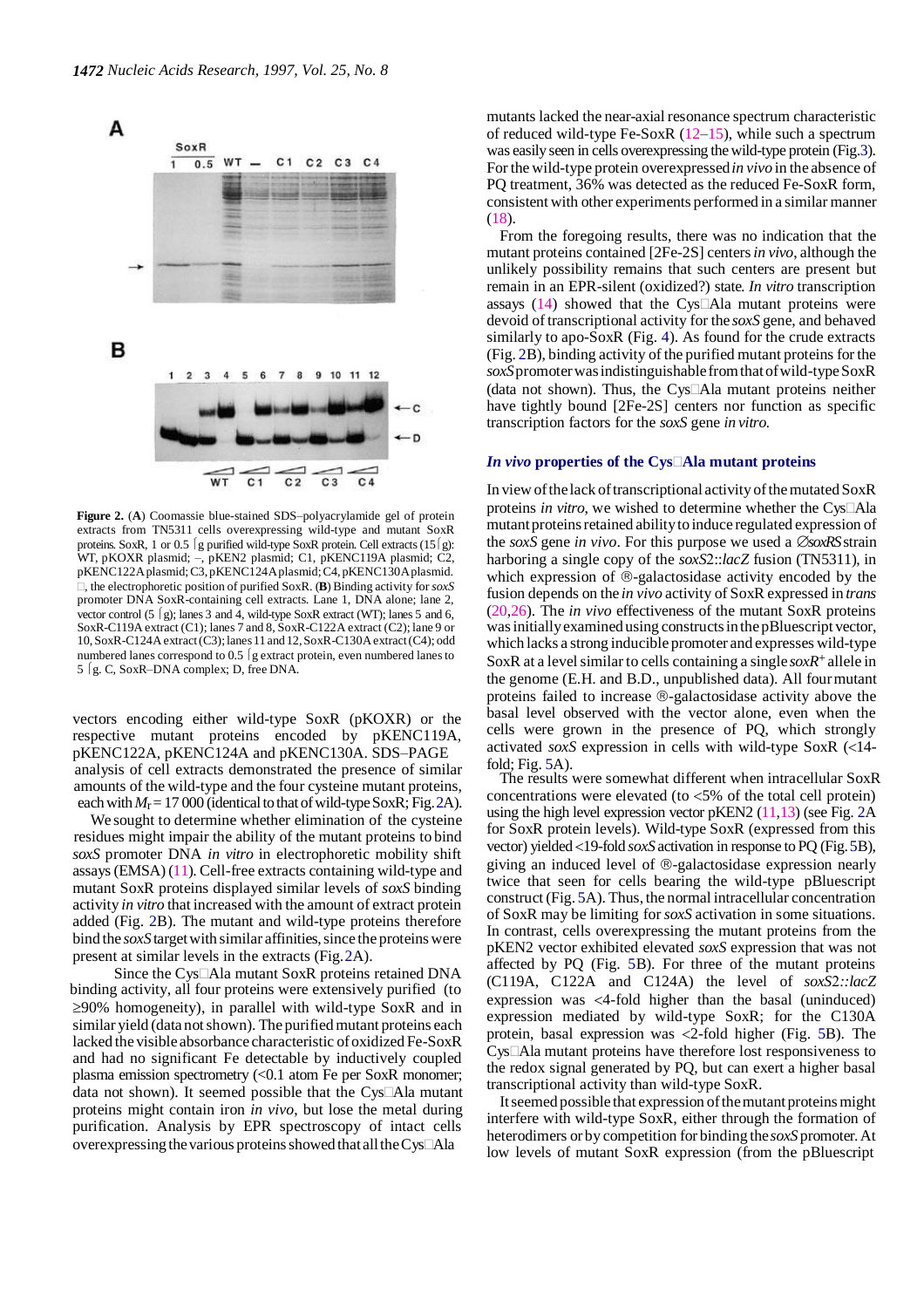**Figure 2.** (**A**) Coomassie blue-stained SDS–polyacrylamide gel of protein extracts from TN5311 cells overexpressing wild-type and mutant SoxR proteins. SoxR, 1 or 0.5 μg purified wild-type SoxR protein. Cell extracts (15 μg): WT, pKOXR plasmid; –, pKEN2 plasmid; C1, pKENC119A plasmid; C2, pKENC122A plasmid; C3, pKENC124A plasmid; C4, pKENC130A plasmid. →, the electrophoretic position of purified SoxR. (**B**) Binding activity for *soxS* promoter DNA SoxR-containing cell extracts. Lane 1, DNA alone; lane 2, vector control (5 μg); lanes 3 and 4, wild-type SoxR extract (WT); lanes 5 and 6, SoxR-C119A extract (C1); lanes 7 and 8, SoxR-C122A extract (C2); lane 9 or 10, SoxR-C124A extract (C3); lanes 11 and 12, SoxR-C130A extract (C4); odd numbered lanes correspond to 0.5 μg extract protein, even numbered lanes to 5 μg. C, SoxR–DNA complex; D, free DNA.

vectors encoding either wild-type SoxR (pKOXR) or the respective mutant proteins encoded by pKENC119A, pKENC122A, pKENC124A and pKENC130A. SDS–PAGE analysis of cell extracts demonstrated the presence of similar amounts of the wild-type and the four cysteine mutant proteins, each with $M_r$ = 17 000 (identical to that of wild-type SoxR; Fig. 2A).

We sought to determine whether elimination of the cysteine residues might impair the ability of the mutant proteins to bind *soxS* promoter DNA *in vitro* in electrophoretic mobility shift assays (EMSA) (11). Cell-free extracts containing wild-type and mutant SoxR proteins displayed similar levels of *soxS* binding activity *in vitro* that increased with the amount of extract protein added (Fig. 2B). The mutant and wild-type proteins therefore bind the *soxS* target with similar affinities, since the proteins were present at similar levels in the extracts (Fig. 2A).

Since the Cys→Ala mutant SoxR proteins retained DNA binding activity, all four proteins were extensively purified (to ≥90% homogeneity), in parallel with wild-type SoxR and in similar yield (data not shown). The purified mutant proteins each lacked the visible absorbance characteristic of oxidized Fe-SoxR and had no significant Fe detectable by inductively coupled plasma emission spectrometry (<0.1 atom Fe per SoxR monomer; data not shown). It seemed possible that the Cys→Ala mutant proteins might contain iron *in vivo*, but lose the metal during purification. Analysis by EPR spectroscopy of intact cells overexpressing the various proteins showed that all the Cys→Ala mutants lacked the near-axial resonance spectrum characteristic of reduced wild-type Fe-SoxR (12–15), while such a spectrum was easily seen in cells overexpressing the wild-type protein (Fig. 3). For the wild-type protein overexpressed *in vivo* in the absence of PQ treatment, 36% was detected as the reduced Fe-SoxR form, consistent with other experiments performed in a similar manner (18).

From the foregoing results, there was no indication that the mutant proteins contained [2Fe-2S] centers *in vivo*, although the unlikely possibility remains that such centers are present but remain in an EPR-silent (oxidized?) state. *In vitro* transcription assays (14) showed that the Cys→Ala mutant proteins were devoid of transcriptional activity for the *soxS* gene, and behaved similarly to apo-SoxR (Fig. 4). As found for the crude extracts (Fig. 2B), binding activity of the purified mutant proteins for the *soxS* promoter was indistinguishable from that of wild-type SoxR (data not shown). Thus, the Cys→Ala mutant proteins neither have tightly bound [2Fe-2S] centers nor function as specific transcription factors for the *soxS* gene *in vitro*.

### *In vivo* properties of the Cys→Ala mutant proteins

In view of the lack of transcriptional activity of the mutated SoxR proteins *in vitro*, we wished to determine whether the Cys→Ala mutant proteins retained ability to induce regulated expression of the *soxS* gene *in vivo*. For this purpose we used a Δ*soxRS* strain harboring a single copy of the *soxS2*::*lacZ* fusion (TN5311), in which expression of β-galactosidase activity encoded by the fusion depends on the *in vivo* activity of SoxR expressed in *trans* (20,26). The *in vivo* effectiveness of the mutant SoxR proteins was initially examined using constructs in the pBluescript vector, which lacks a strong inducible promoter and expresses wild-type SoxR at a level similar to cells containing a single $soxR^+$ allele in the genome (E.H. and B.D., unpublished data). All four mutant proteins failed to increase β-galactosidase activity above the basal level observed with the vector alone, even when the cells were grown in the presence of PQ, which strongly activated *soxS* expression in cells with wild-type SoxR (<14-fold; Fig. 5A).

The results were somewhat different when intracellular SoxR concentrations were elevated (to <5% of the total cell protein) using the high level expression vector pKEN2 (11,13) (see Fig. 2A for SoxR protein levels). Wild-type SoxR (expressed from this vector) yielded <19-fold *soxS* activation in response to PQ (Fig. 5B), giving an induced level of β-galactosidase expression nearly twice that seen for cells bearing the wild-type pBluescript construct (Fig. 5A). Thus, the normal intracellular concentration of SoxR may be limiting for *soxS* activation in some situations. In contrast, cells overexpressing the mutant proteins from the pKEN2 vector exhibited elevated *soxS* expression that was not affected by PQ (Fig. 5B). For three of the mutant proteins (C119A, C122A and C124A) the level of *soxS2::lacZ* expression was <4-fold higher than the basal (uninduced) expression mediated by wild-type SoxR; for the C130A protein, basal expression was <2-fold higher (Fig. 5B). The Cys→Ala mutant proteins have therefore lost responsiveness to the redox signal generated by PQ, but can exert a higher basal transcriptional activity than wild-type SoxR.

It seemed possible that expression of the mutant proteins might interfere with wild-type SoxR, either through the formation of heterodimers or by competition for binding the *soxS* promoter. At low levels of mutant SoxR expression (from the pBluescript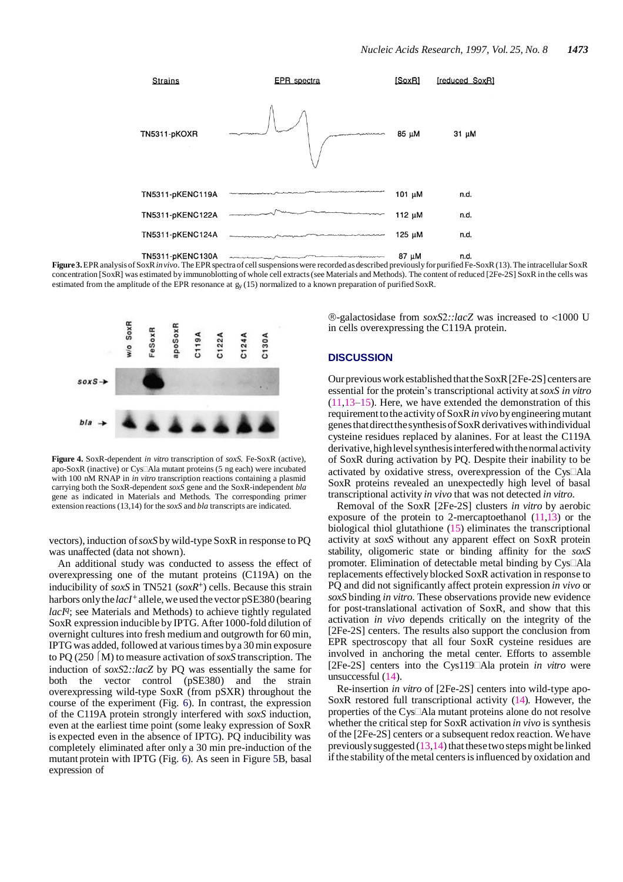| Strains | EPR spectra | [SoxR] | [reduced SoxR] |
|---|---|---|---|
| TN5311-pKOXR | | 85 µM | 31 µM |
| TN5311-pKENC119A | | 101 µM | n.d. |
| TN5311-pKENC122A | | 112 µM | n.d. |
| TN5311-pKENC124A | | 125 µM | n.d. |
| TN5311-pKENC130A | | 87 µM | n.d. |

**Figure 3.** EPR analysis of SoxR *in vivo*. The EPR spectra of cell suspensions were recorded as described previously for purified Fe-SoxR (13). The intracellular SoxR concentration [SoxR] was estimated by immunoblotting of whole cell extracts (see Materials and Methods). The content of reduced [2Fe-2S] SoxR in the cells was estimated from the amplitude of the EPR resonance at $g_y$ (15) normalized to a known preparation of purified SoxR.

**Figure 4.** SoxR-dependent *in vitro* transcription of *soxS.* Fe-SoxR (active), apo-SoxR (inactive) or Cys→Ala mutant proteins (5 ng each) were incubated with 100 nM RNAP in *in vitro* transcription reactions containing a plasmid carrying both the SoxR-dependent *soxS* gene and the SoxR-independent *bla* gene as indicated in Materials and Methods. The corresponding primer extension reactions (13,14) for the *soxS* and *bla* transcripts are indicated.

vectors), induction of *soxS* by wild-type SoxR in response to PQ was unaffected (data not shown).

An additional study was conducted to assess the effect of overexpressing one of the mutant proteins (C119A) on the inducibility of *soxS* in TN521 (*soxR*[+]) cells. Because this strain harbors only the *lacI*[+] allele, we used the vector pSE380 (bearing *lacI*[q]; see Materials and Methods) to achieve tightly regulated SoxR expression inducible by IPTG. After 1000-fold dilution of overnight cultures into fresh medium and outgrowth for 60 min, IPTG was added, followed at various times by a 30 min exposure to PQ (250 µM) to measure activation of *soxS* transcription. The induction of *soxS2::lacZ* by PQ was essentially the same for both the vector control (pSE380) and the strain overexpressing wild-type SoxR (from pSXR) throughout the course of the experiment (Fig. 6). In contrast, the expression of the C119A protein strongly interfered with *soxS* induction, even at the earliest time point (some leaky expression of SoxR is expected even in the absence of IPTG). PQ inducibility was completely eliminated after only a 30 min pre-induction of the mutant protein with IPTG (Fig. 6). As seen in Figure 5B, basal expression of β-galactosidase from *soxS2::lacZ* was increased to <1000 U in cells overexpressing the C119A protein.

## DISCUSSION

Our previous work established that the SoxR [2Fe-2S] centers are essential for the protein's transcriptional activity at *soxS in vitro* (11,13–15). Here, we have extended the demonstration of this requirement to the activity of SoxR *in vivo* by engineering mutant genes that direct the synthesis of SoxR derivatives with individual cysteine residues replaced by alanines. For at least the C119A derivative, high level synthesis interfered with the normal activity of SoxR during activation by PQ. Despite their inability to be activated by oxidative stress, overexpression of the Cys→Ala SoxR proteins revealed an unexpectedly high level of basal transcriptional activity *in vivo* that was not detected *in vitro*.

Removal of the SoxR [2Fe-2S] clusters *in vitro* by aerobic exposure of the protein to 2-mercaptoethanol (11,13) or the biological thiol glutathione (15) eliminates the transcriptional activity at *soxS* without any apparent effect on SoxR protein stability, oligomeric state or binding affinity for the *soxS* promoter. Elimination of detectable metal binding by Cys→Ala replacements effectively blocked SoxR activation in response to PQ and did not significantly affect protein expression *in vivo* or *soxS* binding *in vitro*. These observations provide new evidence for post-translational activation of SoxR, and show that this activation *in vivo* depends critically on the integrity of the [2Fe-2S] centers. The results also support the conclusion from EPR spectroscopy that all four SoxR cysteine residues are involved in anchoring the metal center. Efforts to assemble [2Fe-2S] centers into the Cys119→Ala protein *in vitro* were unsuccessful (14).

Re-insertion *in vitro* of [2Fe-2S] centers into wild-type apo-SoxR restored full transcriptional activity (14). However, the properties of the Cys→Ala mutant proteins alone do not resolve whether the critical step for SoxR activation *in vivo* is synthesis of the [2Fe-2S] centers or a subsequent redox reaction. We have previously suggested (13,14) that these two steps might be linked if the stability of the metal centers is influenced by oxidation and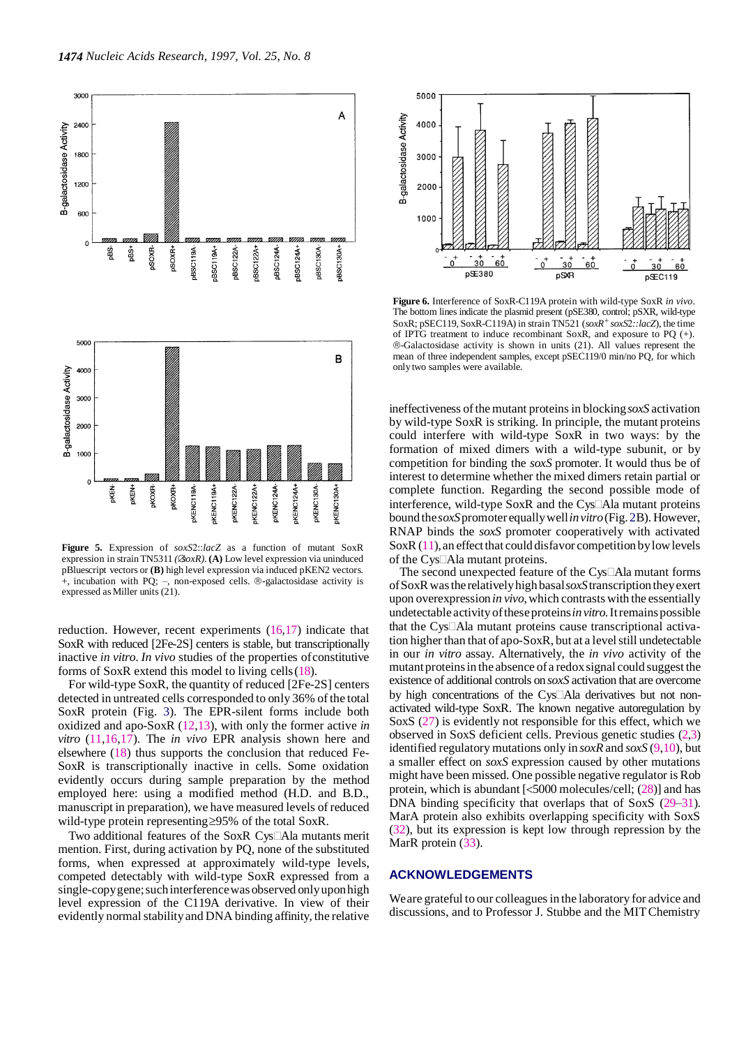**Figure 5.** Expression of *soxS2::lacZ* as a function of mutant SoxR expression in strain TN5311 (Δ*soxR*). **(A)** Low level expression via uninduced pBluescript vectors or **(B)** high level expression via induced pKEN2 vectors. +, incubation with PQ; –, non-exposed cells. β-galactosidase activity is expressed as Miller units (21).

reduction. However, recent experiments (16,17) indicate that SoxR with reduced [2Fe-2S] centers is stable, but transcriptionally inactive *in vitro*. *In vivo* studies of the properties of constitutive forms of SoxR extend this model to living cells (18).

For wild-type SoxR, the quantity of reduced [2Fe-2S] centers detected in untreated cells corresponded to only 36% of the total SoxR protein (Fig. 3). The EPR-silent forms include both oxidized and apo-SoxR (12,13), with only the former active *in vitro* (11,16,17). The *in vivo* EPR analysis shown here and elsewhere (18) thus supports the conclusion that reduced Fe-SoxR is transcriptionally inactive in cells. Some oxidation evidently occurs during sample preparation by the method employed here: using a modified method (H.D. and B.D., manuscript in preparation), we have measured levels of reduced wild-type protein representing ≥95% of the total SoxR.

Two additional features of the SoxR Cys→Ala mutants merit mention. First, during activation by PQ, none of the substituted forms, when expressed at approximately wild-type levels, competed detectably with wild-type SoxR expressed from a single-copy gene; such interference was observed only upon high level expression of the C119A derivative. In view of their evidently normal stability and DNA binding affinity, the relative ineffectiveness of the mutant proteins in blocking *soxS* activation by wild-type SoxR is striking. In principle, the mutant proteins could interfere with wild-type SoxR in two ways: by the formation of mixed dimers with a wild-type subunit, or by competition for binding the *soxS* promoter. It would thus be of interest to determine whether the mixed dimers retain partial or complete function. Regarding the second possible mode of interference, wild-type SoxR and the Cys→Ala mutant proteins bound the *soxS* promoter equally well *in vitro* (Fig. 2B). However, RNAP binds the *soxS* promoter cooperatively with activated SoxR (11), an effect that could disfavor competition by low levels of the Cys→Ala mutant proteins.

**Figure 6.** Interference of SoxR-C119A protein with wild-type SoxR *in vivo*. The bottom lines indicate the plasmid present (pSE380, control; pSXR, wild-type SoxR; pSEC119, SoxR-C119A) in strain TN521 ($soxR^+$ *soxS2::lacZ*), the time of IPTG treatment to induce recombinant SoxR, and exposure to PQ (+). β-Galactosidase activity is shown in units (21). All values represent the mean of three independent samples, except pSEC119/0 min/no PQ, for which only two samples were available.

The second unexpected feature of the Cys→Ala mutant forms of SoxR was the relatively high basal *soxS* transcription they exert upon overexpression *in vivo*, which contrasts with the essentially undetectable activity of these proteins *in vitro*. It remains possible that the Cys→Ala mutant proteins cause transcriptional activation higher than that of apo-SoxR, but at a level still undetectable in our *in vitro* assay. Alternatively, the *in vivo* activity of the mutant proteins in the absence of a redox signal could suggest the existence of additional controls on *soxS* activation that are overcome by high concentrations of the Cys→Ala derivatives but not non-activated wild-type SoxR. The known negative autoregulation by SoxS (27) is evidently not responsible for this effect, which we observed in SoxS deficient cells. Previous genetic studies (2,3) identified regulatory mutations only in *soxR* and *soxS* (9,10), but a smaller effect on *soxS* expression caused by other mutations might have been missed. One possible negative regulator is Rob protein, which is abundant [<5000 molecules/cell; (28)] and has DNA binding specificity that overlaps that of SoxS (29–31). MarA protein also exhibits overlapping specificity with SoxS (32), but its expression is kept low through repression by the MarR protein (33).

## ACKNOWLEDGEMENTS

We are grateful to our colleagues in the laboratory for advice and discussions, and to Professor J. Stubbe and the MIT Chemistry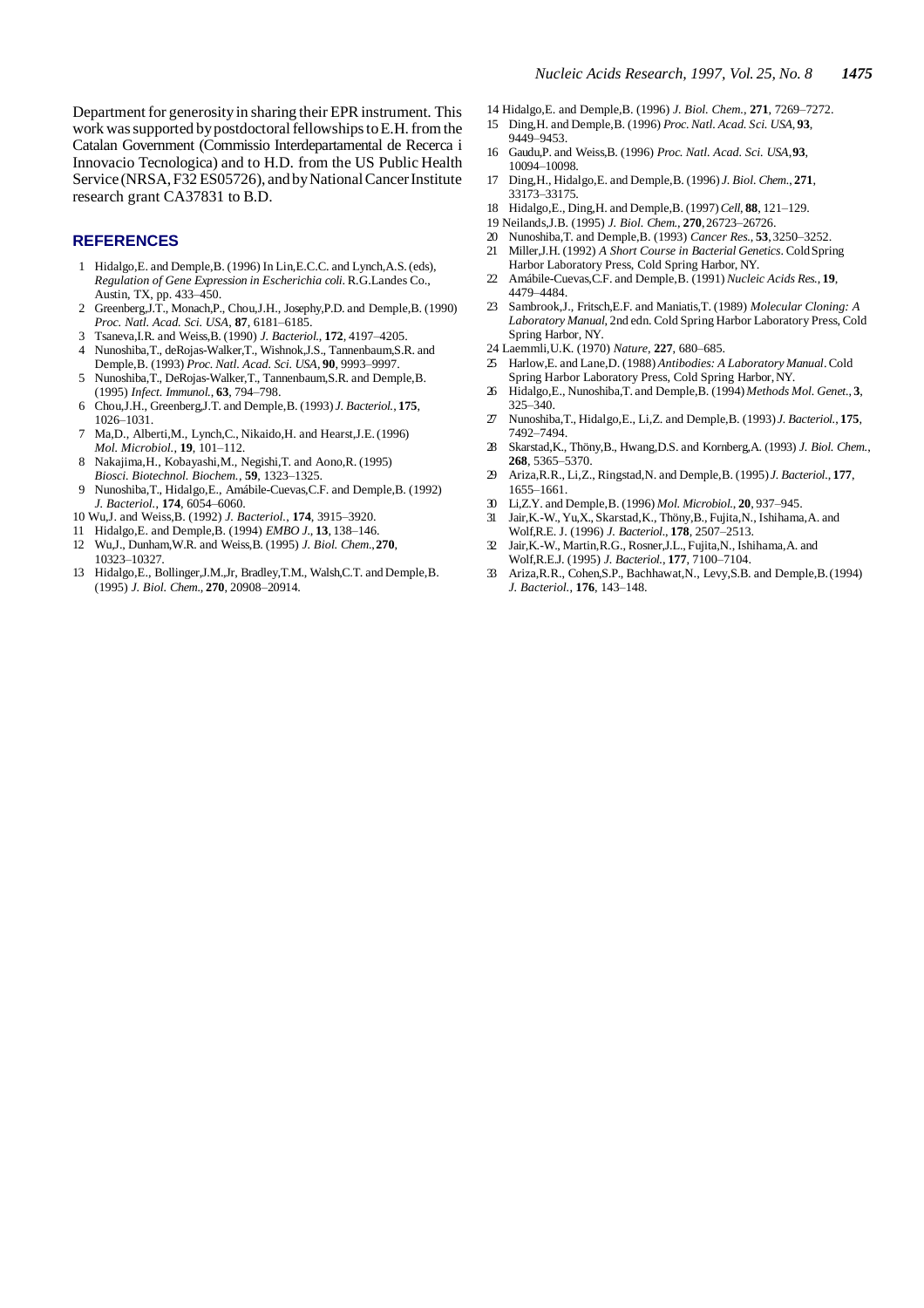Department for generosity in sharing their EPR instrument. This work was supported by postdoctoral fellowships to E.H. from the Catalan Government (Commissio Interdepartamental de Recerca i Innovacio Tecnologica) and to H.D. from the US Public Health Service (NRSA, F32 ES05726), and by National Cancer Institute research grant CA37831 to B.D.

## REFERENCES

1. Hidalgo,E. and Demple,B. (1996) In Lin,E.C.C. and Lynch,A.S. (eds), *Regulation of Gene Expression in Escherichia coli*. R.G.Landes Co., Austin, TX, pp. 433–450.
2. Greenberg,J.T., Monach,P., Chou,J.H., Josephy,P.D. and Demple,B. (1990) *Proc. Natl. Acad. Sci. USA*, **87**, 6181–6185.
3. Tsaneva,I.R. and Weiss,B. (1990) *J. Bacteriol.*, **172**, 4197–4205.
4. Nunoshiba,T., deRojas-Walker,T., Wishnok,J.S., Tannenbaum,S.R. and Demple,B. (1993) *Proc. Natl. Acad. Sci. USA*, **90**, 9993–9997.
5. Nunoshiba,T., DeRojas-Walker,T., Tannenbaum,S.R. and Demple,B. (1995) *Infect. Immunol.*, **63**, 794–798.
6. Chou,J.H., Greenberg,J.T. and Demple,B. (1993) *J. Bacteriol.*, **175**, 1026–1031.
7. Ma,D., Alberti,M., Lynch,C., Nikaido,H. and Hearst,J.E. (1996) *Mol. Microbiol.*, **19**, 101–112.
8. Nakajima,H., Kobayashi,M., Negishi,T. and Aono,R. (1995) *Biosci. Biotechnol. Biochem.*, **59**, 1323–1325.
9. Nunoshiba,T., Hidalgo,E., Amábile-Cuevas,C.F. and Demple,B. (1992) *J. Bacteriol.*, **174**, 6054–6060.
10. Wu,J. and Weiss,B. (1992) *J. Bacteriol.*, **174**, 3915–3920.
11. Hidalgo,E. and Demple,B. (1994) *EMBO J.*, **13**, 138–146.
12. Wu,J., Dunham,W.R. and Weiss,B. (1995) *J. Biol. Chem.*, **270**, 10323–10327.
13. Hidalgo,E., Bollinger,J.M.,Jr, Bradley,T.M., Walsh,C.T. and Demple,B. (1995) *J. Biol. Chem.*, **270**, 20908–20914.
14. Hidalgo,E. and Demple,B. (1996) *J. Biol. Chem.*, **271**, 7269–7272.
15. Ding,H. and Demple,B. (1996) *Proc. Natl. Acad. Sci. USA*, **93**, 9449–9453.
16. Gaudu,P. and Weiss,B. (1996) *Proc. Natl. Acad. Sci. USA*, **93**, 10094–10098.
17. Ding,H., Hidalgo,E. and Demple,B. (1996) *J. Biol. Chem.*, **271**, 33173–33175.
18. Hidalgo,E., Ding,H. and Demple,B. (1997) *Cell*, **88**, 121–129.
19. Neilands,J.B. (1995) *J. Biol. Chem.*, **270**, 26723–26726.
20. Nunoshiba,T. and Demple,B. (1993) *Cancer Res.*, **53**, 3250–3252.
21. Miller,J.H. (1992) *A Short Course in Bacterial Genetics*. Cold Spring Harbor Laboratory Press, Cold Spring Harbor, NY.
22. Amábile-Cuevas,C.F. and Demple,B. (1991) *Nucleic Acids Res.*, **19**, 4479–4484.
23. Sambrook,J., Fritsch,E.F. and Maniatis,T. (1989) *Molecular Cloning: A Laboratory Manual*, 2nd edn. Cold Spring Harbor Laboratory Press, Cold Spring Harbor, NY.
24. Laemmli,U.K. (1970) *Nature*, **227**, 680–685.
25. Harlow,E. and Lane,D. (1988) *Antibodies: A Laboratory Manual*. Cold Spring Harbor Laboratory Press, Cold Spring Harbor, NY.
26. Hidalgo,E., Nunoshiba,T. and Demple,B. (1994) *Methods Mol. Genet.*, **3**, 325–340.
27. Nunoshiba,T., Hidalgo,E., Li,Z. and Demple,B. (1993) *J. Bacteriol.*, **175**, 7492–7494.
28. Skarstad,K., Thöny,B., Hwang,D.S. and Kornberg,A. (1993) *J. Biol. Chem.*, **268**, 5365–5370.
29. Ariza,R.R., Li,Z., Ringstad,N. and Demple,B. (1995) *J. Bacteriol.*, **177**, 1655–1661.
30. Li,Z.Y. and Demple,B. (1996) *Mol. Microbiol.*, **20**, 937–945.
31. Jair,K.-W., Yu,X., Skarstad,K., Thöny,B., Fujita,N., Ishihama,A. and Wolf,R.E. J. (1996) *J. Bacteriol.*, **178**, 2507–2513.
32. Jair,K.-W., Martin,R.G., Rosner,J.L., Fujita,N., Ishihama,A. and Wolf,R.E.J. (1995) *J. Bacteriol.*, **177**, 7100–7104.
33. Ariza,R.R., Cohen,S.P., Bachhawat,N., Levy,S.B. and Demple,B. (1994) *J. Bacteriol.*, **176**, 143–148.